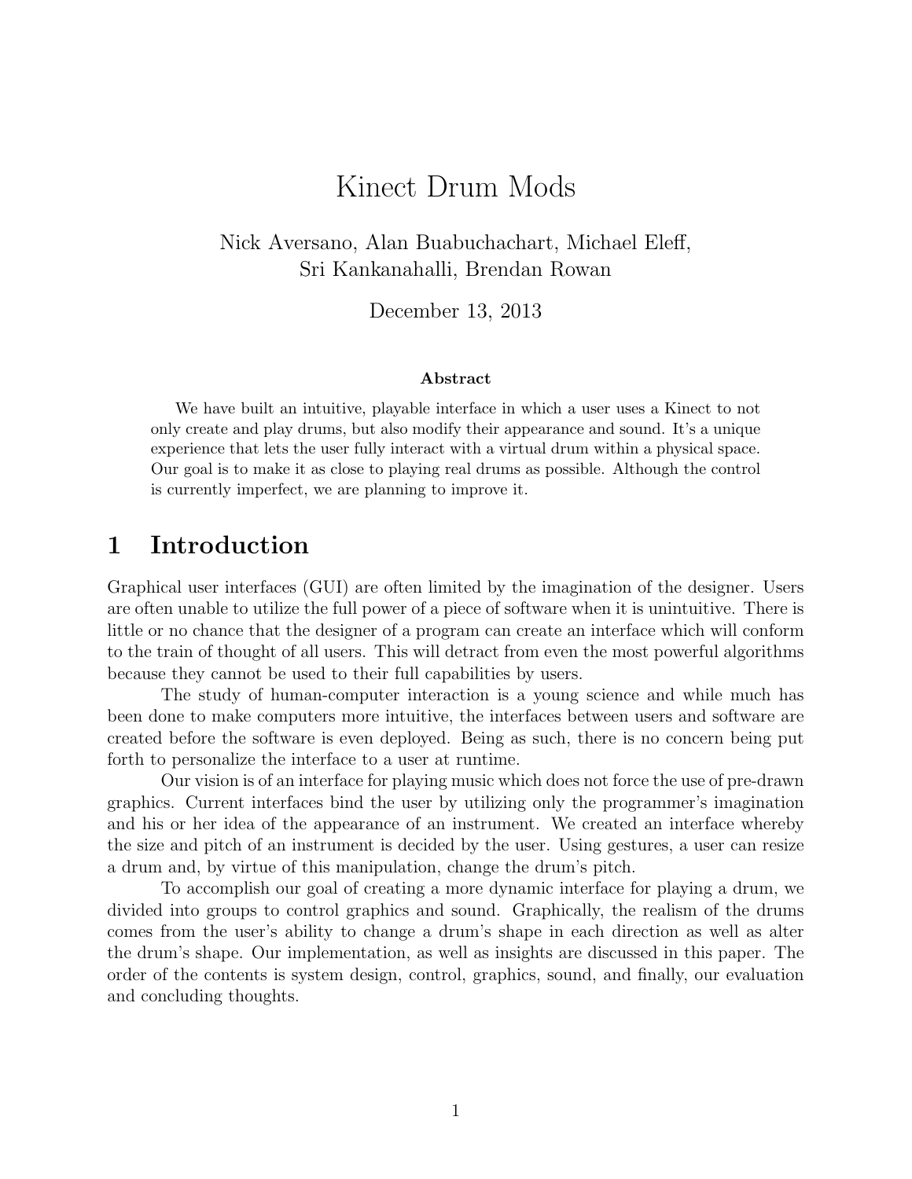# Kinect Drum Mods

Nick Aversano, Alan Buabuchachart, Michael Eleff, Sri Kankanahalli, Brendan Rowan

December 13, 2013

**Abstract**

We have built an intuitive, playable interface in which a user uses a Kinect to not only create and play drums, but also modify their appearance and sound. It's a unique experience that lets the user fully interact with a virtual drum within a physical space. Our goal is to make it as close to playing real drums as possible. Although the control is currently imperfect, we are planning to improve it.

## 1 Introduction

Graphical user interfaces (GUI) are often limited by the imagination of the designer. Users are often unable to utilize the full power of a piece of software when it is unintuitive. There is little or no chance that the designer of a program can create an interface which will conform to the train of thought of all users. This will detract from even the most powerful algorithms because they cannot be used to their full capabilities by users.

The study of human-computer interaction is a young science and while much has been done to make computers more intuitive, the interfaces between users and software are created before the software is even deployed. Being as such, there is no concern being put forth to personalize the interface to a user at runtime.

Our vision is of an interface for playing music which does not force the use of pre-drawn graphics. Current interfaces bind the user by utilizing only the programmer's imagination and his or her idea of the appearance of an instrument. We created an interface whereby the size and pitch of an instrument is decided by the user. Using gestures, a user can resize a drum and, by virtue of this manipulation, change the drum's pitch.

To accomplish our goal of creating a more dynamic interface for playing a drum, we divided into groups to control graphics and sound. Graphically, the realism of the drums comes from the user's ability to change a drum's shape in each direction as well as alter the drum's shape. Our implementation, as well as insights are discussed in this paper. The order of the contents is system design, control, graphics, sound, and finally, our evaluation and concluding thoughts.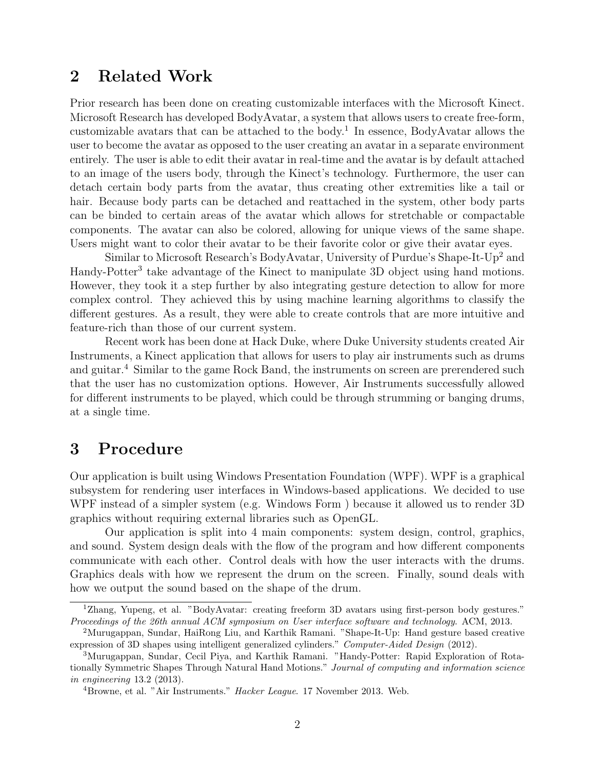## 2 Related Work

Prior research has been done on creating customizable interfaces with the Microsoft Kinect. Microsoft Research has developed BodyAvatar, a system that allows users to create free-form, customizable avatars that can be attached to the body.[1] In essence, BodyAvatar allows the user to become the avatar as opposed to the user creating an avatar in a separate environment entirely. The user is able to edit their avatar in real-time and the avatar is by default attached to an image of the users body, through the Kinect's technology. Furthermore, the user can detach certain body parts from the avatar, thus creating other extremities like a tail or hair. Because body parts can be detached and reattached in the system, other body parts can be binded to certain areas of the avatar which allows for stretchable or compactable components. The avatar can also be colored, allowing for unique views of the same shape. Users might want to color their avatar to be their favorite color or give their avatar eyes.

Similar to Microsoft Research's BodyAvatar, University of Purdue's Shape-It-Up[2] and Handy-Potter[3] take advantage of the Kinect to manipulate 3D object using hand motions. However, they took it a step further by also integrating gesture detection to allow for more complex control. They achieved this by using machine learning algorithms to classify the different gestures. As a result, they were able to create controls that are more intuitive and feature-rich than those of our current system.

Recent work has been done at Hack Duke, where Duke University students created Air Instruments, a Kinect application that allows for users to play air instruments such as drums and guitar.[4] Similar to the game Rock Band, the instruments on screen are prerendered such that the user has no customization options. However, Air Instruments successfully allowed for different instruments to be played, which could be through strumming or banging drums, at a single time.

## 3 Procedure

Our application is built using Windows Presentation Foundation (WPF). WPF is a graphical subsystem for rendering user interfaces in Windows-based applications. We decided to use WPF instead of a simpler system (e.g. Windows Form ) because it allowed us to render 3D graphics without requiring external libraries such as OpenGL.

Our application is split into 4 main components: system design, control, graphics, and sound. System design deals with the flow of the program and how different components communicate with each other. Control deals with how the user interacts with the drums. Graphics deals with how we represent the drum on the screen. Finally, sound deals with how we output the sound based on the shape of the drum.

---

[1] Zhang, Yupeng, et al. "BodyAvatar: creating freeform 3D avatars using first-person body gestures." *Proceedings of the 26th annual ACM symposium on User interface software and technology*. ACM, 2013.

[2] Murugappan, Sundar, HaiRong Liu, and Karthik Ramani. "Shape-It-Up: Hand gesture based creative expression of 3D shapes using intelligent generalized cylinders." *Computer-Aided Design* (2012).

[3] Murugappan, Sundar, Cecil Piya, and Karthik Ramani. "Handy-Potter: Rapid Exploration of Rotationally Symmetric Shapes Through Natural Hand Motions." *Journal of computing and information science in engineering* 13.2 (2013).

[4] Browne, et al. "Air Instruments." *Hacker League*. 17 November 2013. Web.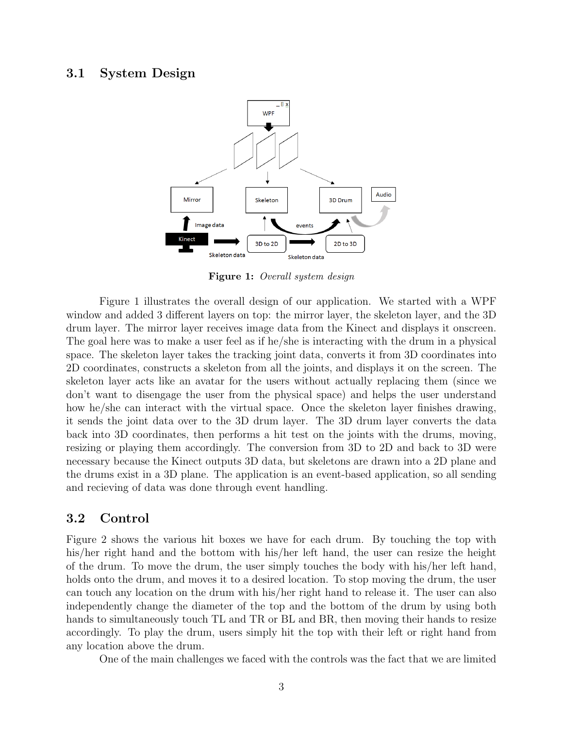## 3.1 System Design

**Figure 1:** *Overall system design*

Figure 1 illustrates the overall design of our application. We started with a WPF window and added 3 different layers on top: the mirror layer, the skeleton layer, and the 3D drum layer. The mirror layer receives image data from the Kinect and displays it onscreen. The goal here was to make a user feel as if he/she is interacting with the drum in a physical space. The skeleton layer takes the tracking joint data, converts it from 3D coordinates into 2D coordinates, constructs a skeleton from all the joints, and displays it on the screen. The skeleton layer acts like an avatar for the users without actually replacing them (since we don't want to disengage the user from the physical space) and helps the user understand how he/she can interact with the virtual space. Once the skeleton layer finishes drawing, it sends the joint data over to the 3D drum layer. The 3D drum layer converts the data back into 3D coordinates, then performs a hit test on the joints with the drums, moving, resizing or playing them accordingly. The conversion from 3D to 2D and back to 3D were necessary because the Kinect outputs 3D data, but skeletons are drawn into a 2D plane and the drums exist in a 3D plane. The application is an event-based application, so all sending and recieving of data was done through event handling.

## 3.2 Control

Figure 2 shows the various hit boxes we have for each drum. By touching the top with his/her right hand and the bottom with his/her left hand, the user can resize the height of the drum. To move the drum, the user simply touches the body with his/her left hand, holds onto the drum, and moves it to a desired location. To stop moving the drum, the user can touch any location on the drum with his/her right hand to release it. The user can also independently change the diameter of the top and the bottom of the drum by using both hands to simultaneously touch TL and TR or BL and BR, then moving their hands to resize accordingly. To play the drum, users simply hit the top with their left or right hand from any location above the drum.

One of the main challenges we faced with the controls was the fact that we are limited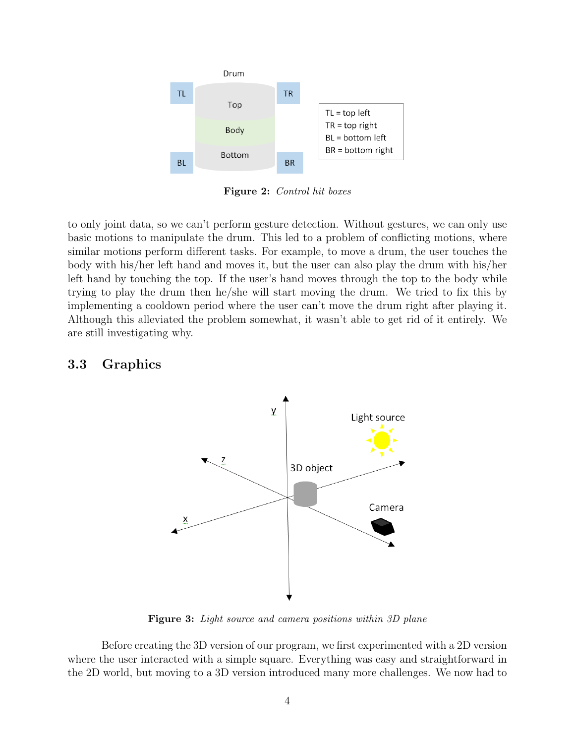Figure 2: *Control hit boxes*

to only joint data, so we can't perform gesture detection. Without gestures, we can only use basic motions to manipulate the drum. This led to a problem of conflicting motions, where similar motions perform different tasks. For example, to move a drum, the user touches the body with his/her left hand and moves it, but the user can also play the drum with his/her left hand by touching the top. If the user's hand moves through the top to the body while trying to play the drum then he/she will start moving the drum. We tried to fix this by implementing a cooldown period where the user can't move the drum right after playing it. Although this alleviated the problem somewhat, it wasn't able to get rid of it entirely. We are still investigating why.

## 3.3 Graphics

Figure 3: *Light source and camera positions within 3D plane*

Before creating the 3D version of our program, we first experimented with a 2D version where the user interacted with a simple square. Everything was easy and straightforward in the 2D world, but moving to a 3D version introduced many more challenges. We now had to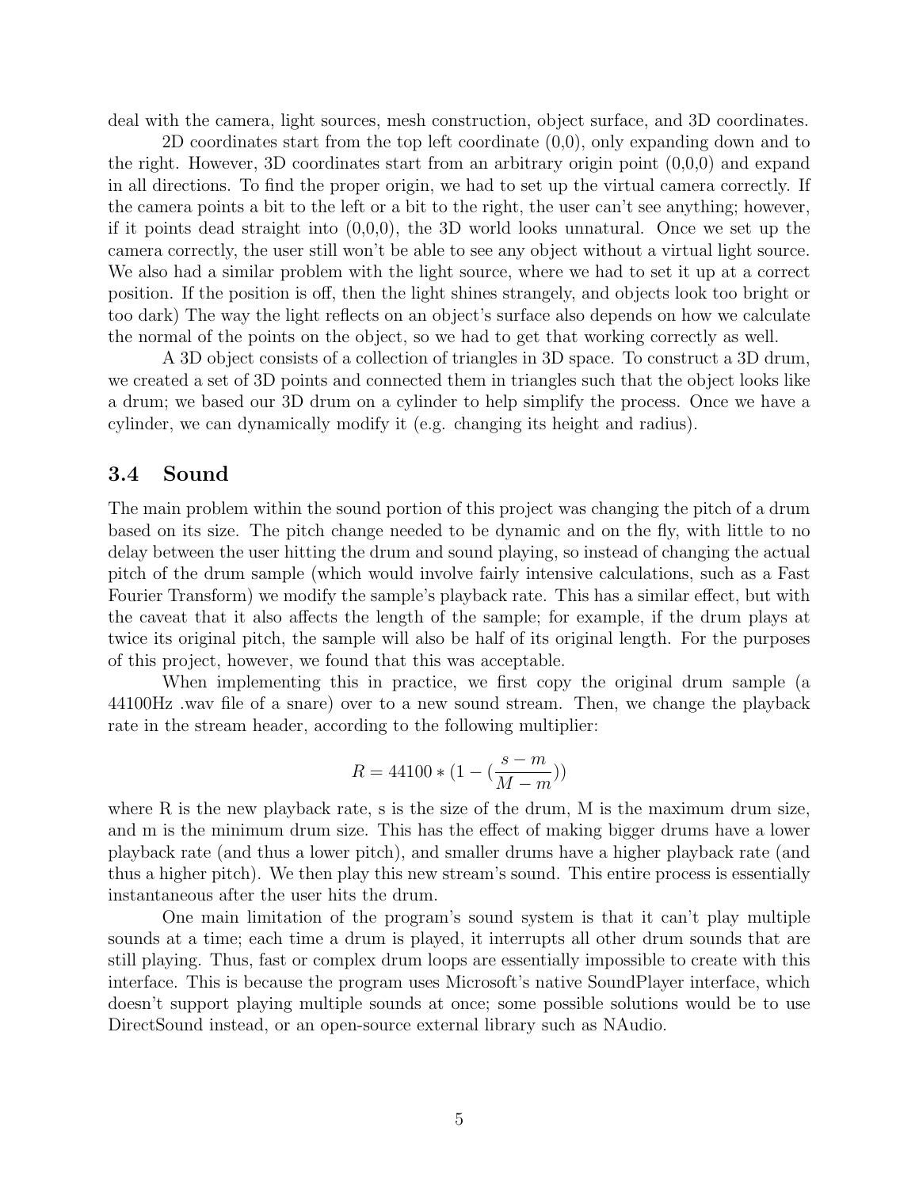deal with the camera, light sources, mesh construction, object surface, and 3D coordinates.

2D coordinates start from the top left coordinate (0,0), only expanding down and to the right. However, 3D coordinates start from an arbitrary origin point (0,0,0) and expand in all directions. To find the proper origin, we had to set up the virtual camera correctly. If the camera points a bit to the left or a bit to the right, the user can't see anything; however, if it points dead straight into (0,0,0), the 3D world looks unnatural. Once we set up the camera correctly, the user still won't be able to see any object without a virtual light source. We also had a similar problem with the light source, where we had to set it up at a correct position. If the position is off, then the light shines strangely, and objects look too bright or too dark) The way the light reflects on an object's surface also depends on how we calculate the normal of the points on the object, so we had to get that working correctly as well.

A 3D object consists of a collection of triangles in 3D space. To construct a 3D drum, we created a set of 3D points and connected them in triangles such that the object looks like a drum; we based our 3D drum on a cylinder to help simplify the process. Once we have a cylinder, we can dynamically modify it (e.g. changing its height and radius).

### 3.4 Sound

The main problem within the sound portion of this project was changing the pitch of a drum based on its size. The pitch change needed to be dynamic and on the fly, with little to no delay between the user hitting the drum and sound playing, so instead of changing the actual pitch of the drum sample (which would involve fairly intensive calculations, such as a Fast Fourier Transform) we modify the sample's playback rate. This has a similar effect, but with the caveat that it also affects the length of the sample; for example, if the drum plays at twice its original pitch, the sample will also be half of its original length. For the purposes of this project, however, we found that this was acceptable.

When implementing this in practice, we first copy the original drum sample (a 44100Hz .wav file of a snare) over to a new sound stream. Then, we change the playback rate in the stream header, according to the following multiplier:

$$R = 44100 * (1 - (\frac{s - m}{M - m}))$$

where R is the new playback rate, s is the size of the drum, M is the maximum drum size, and m is the minimum drum size. This has the effect of making bigger drums have a lower playback rate (and thus a lower pitch), and smaller drums have a higher playback rate (and thus a higher pitch). We then play this new stream's sound. This entire process is essentially instantaneous after the user hits the drum.

One main limitation of the program's sound system is that it can't play multiple sounds at a time; each time a drum is played, it interrupts all other drum sounds that are still playing. Thus, fast or complex drum loops are essentially impossible to create with this interface. This is because the program uses Microsoft's native SoundPlayer interface, which doesn't support playing multiple sounds at once; some possible solutions would be to use DirectSound instead, or an open-source external library such as NAudio.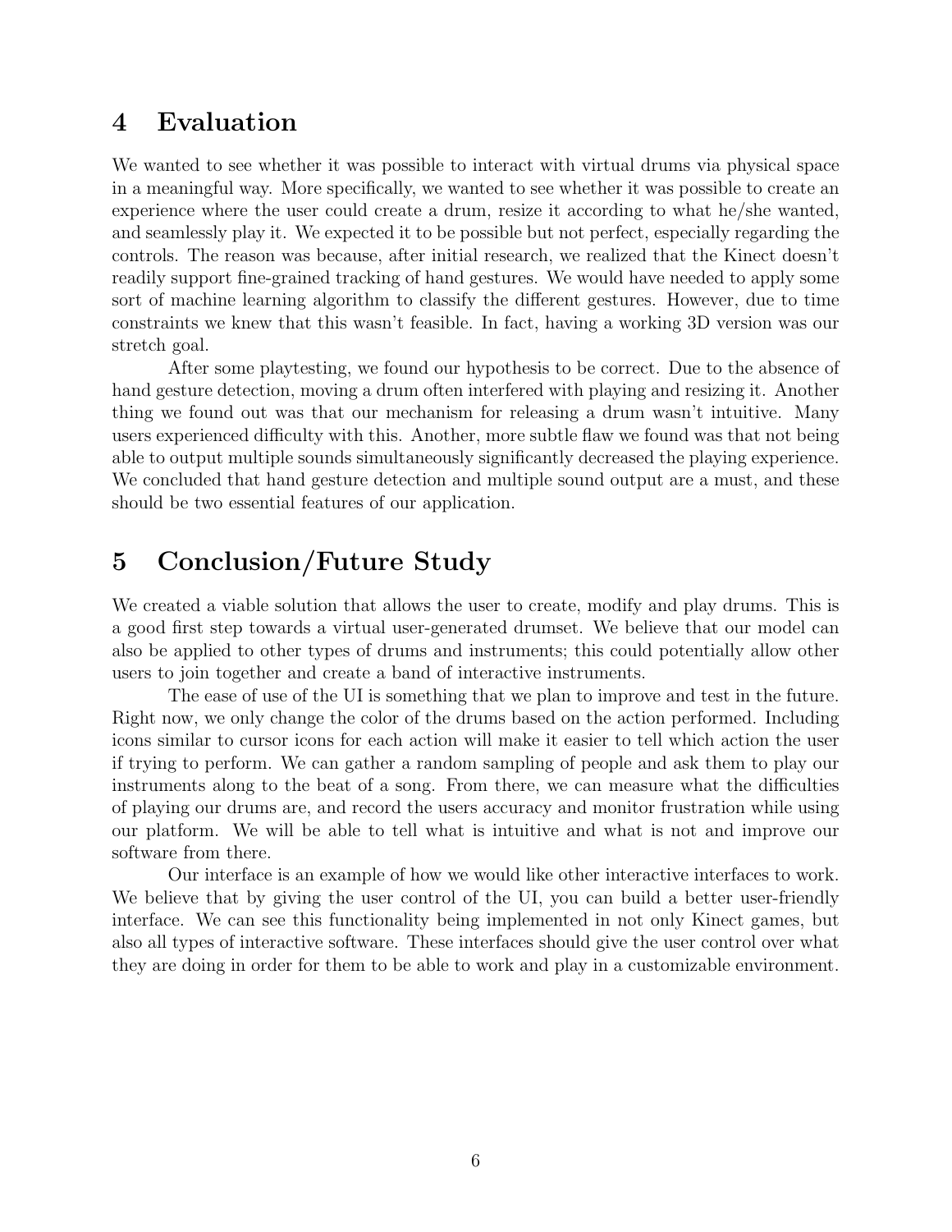## 4 Evaluation

We wanted to see whether it was possible to interact with virtual drums via physical space in a meaningful way. More specifically, we wanted to see whether it was possible to create an experience where the user could create a drum, resize it according to what he/she wanted, and seamlessly play it. We expected it to be possible but not perfect, especially regarding the controls. The reason was because, after initial research, we realized that the Kinect doesn't readily support fine-grained tracking of hand gestures. We would have needed to apply some sort of machine learning algorithm to classify the different gestures. However, due to time constraints we knew that this wasn't feasible. In fact, having a working 3D version was our stretch goal.

After some playtesting, we found our hypothesis to be correct. Due to the absence of hand gesture detection, moving a drum often interfered with playing and resizing it. Another thing we found out was that our mechanism for releasing a drum wasn't intuitive. Many users experienced difficulty with this. Another, more subtle flaw we found was that not being able to output multiple sounds simultaneously significantly decreased the playing experience. We concluded that hand gesture detection and multiple sound output are a must, and these should be two essential features of our application.

## 5 Conclusion/Future Study

We created a viable solution that allows the user to create, modify and play drums. This is a good first step towards a virtual user-generated drumset. We believe that our model can also be applied to other types of drums and instruments; this could potentially allow other users to join together and create a band of interactive instruments.

The ease of use of the UI is something that we plan to improve and test in the future. Right now, we only change the color of the drums based on the action performed. Including icons similar to cursor icons for each action will make it easier to tell which action the user if trying to perform. We can gather a random sampling of people and ask them to play our instruments along to the beat of a song. From there, we can measure what the difficulties of playing our drums are, and record the users accuracy and monitor frustration while using our platform. We will be able to tell what is intuitive and what is not and improve our software from there.

Our interface is an example of how we would like other interactive interfaces to work. We believe that by giving the user control of the UI, you can build a better user-friendly interface. We can see this functionality being implemented in not only Kinect games, but also all types of interactive software. These interfaces should give the user control over what they are doing in order for them to be able to work and play in a customizable environment.